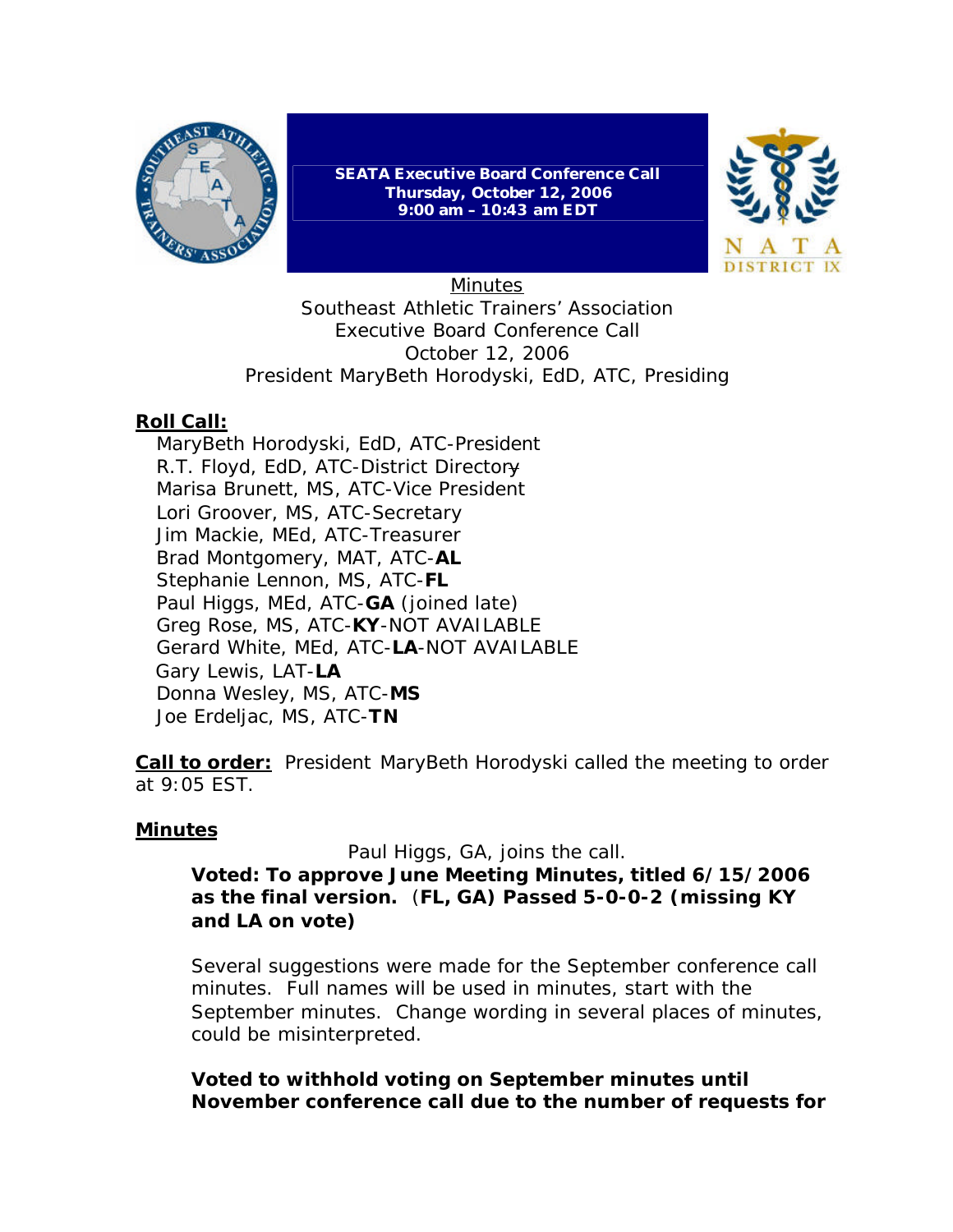**SEATA Executive Board Conference Call**
**Thursday, October 12, 2006**
**9:00 am – 10:43 am EDT**

Minutes
Southeast Athletic Trainers' Association
Executive Board Conference Call
October 12, 2006
President MaryBeth Horodyski, EdD, ATC, Presiding

## Roll Call:

MaryBeth Horodyski, EdD, ATC-President
R.T. Floyd, EdD, ATC-District Directory
Marisa Brunett, MS, ATC-Vice President
Lori Groover, MS, ATC-Secretary
Jim Mackie, MEd, ATC-Treasurer
Brad Montgomery, MAT, ATC-**AL**
Stephanie Lennon, MS, ATC-**FL**
Paul Higgs, MEd, ATC-**GA** (joined late)
Greg Rose, MS, ATC-**KY**-NOT AVAILABLE
Gerard White, MEd, ATC-**LA**-NOT AVAILABLE
Gary Lewis, LAT-**LA**
Donna Wesley, MS, ATC-**MS**
Joe Erdeljac, MS, ATC-**TN**

**Call to order:** President MaryBeth Horodyski called the meeting to order at 9:05 EST.

## Minutes

Paul Higgs, GA, joins the call.

**Voted: To approve June Meeting Minutes, titled 6/15/2006 as the final version.** (**FL, GA) Passed 5-0-0-2 (missing KY and LA on vote)**

Several suggestions were made for the September conference call minutes. Full names will be used in minutes, start with the September minutes. Change wording in several places of minutes, could be misinterpreted.

**Voted to withhold voting on September minutes until November conference call due to the number of requests for**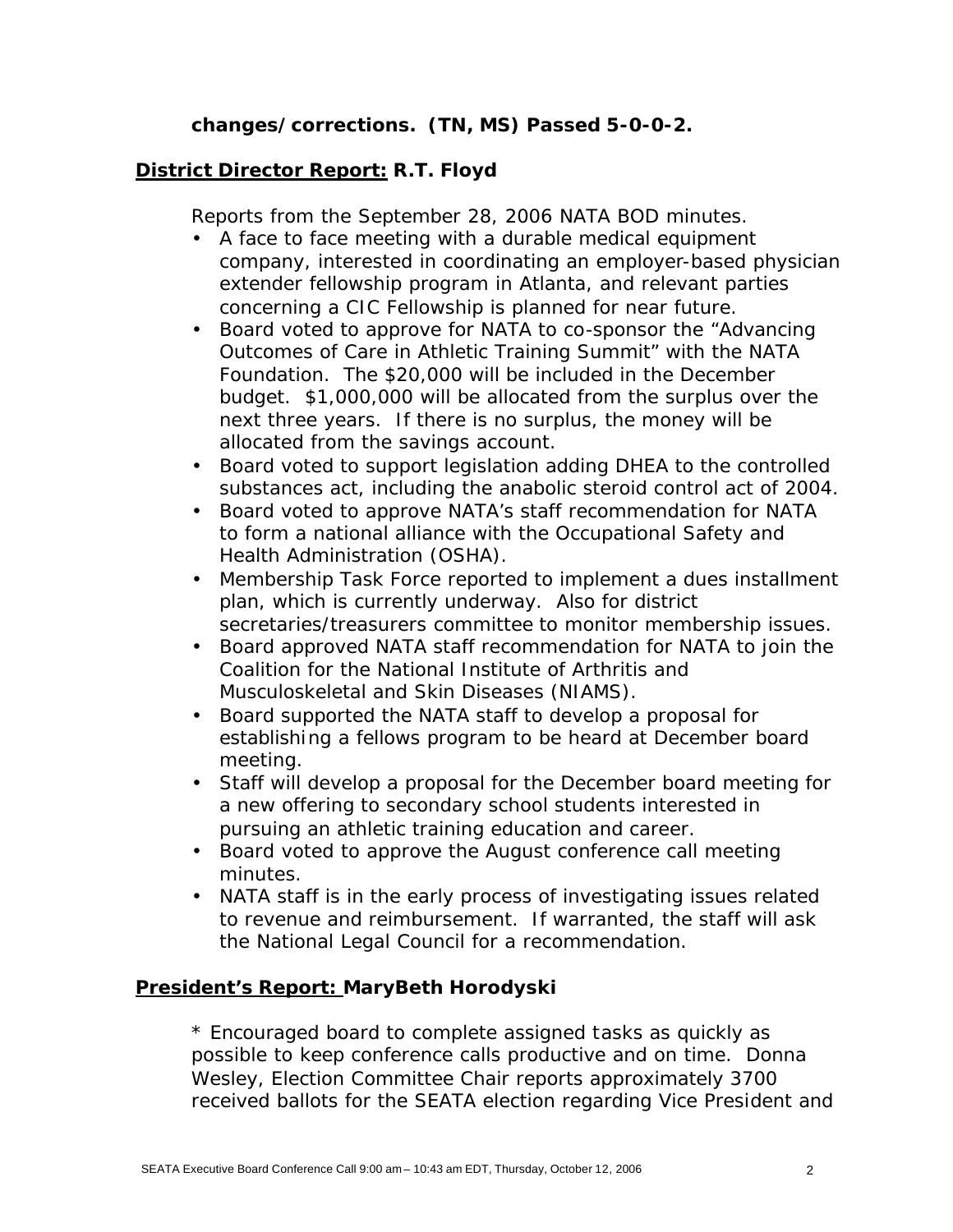**changes/corrections. (TN, MS) Passed 5-0-0-2.**

**<u>District Director Report:</u> R.T. Floyd**

Reports from the September 28, 2006 NATA BOD minutes.

- A face to face meeting with a durable medical equipment company, interested in coordinating an employer-based physician extender fellowship program in Atlanta, and relevant parties concerning a CIC Fellowship is planned for near future.
- Board voted to approve for NATA to co-sponsor the "Advancing Outcomes of Care in Athletic Training Summit" with the NATA Foundation. The $20,000 will be included in the December budget. $1,000,000 will be allocated from the surplus over the next three years. If there is no surplus, the money will be allocated from the savings account.
- Board voted to support legislation adding DHEA to the controlled substances act, including the anabolic steroid control act of 2004.
- Board voted to approve NATA's staff recommendation for NATA to form a national alliance with the Occupational Safety and Health Administration (OSHA).
- Membership Task Force reported to implement a dues installment plan, which is currently underway. Also for district secretaries/treasurers committee to monitor membership issues.
- Board approved NATA staff recommendation for NATA to join the Coalition for the National Institute of Arthritis and Musculoskeletal and Skin Diseases (NIAMS).
- Board supported the NATA staff to develop a proposal for establishing a fellows program to be heard at December board meeting.
- Staff will develop a proposal for the December board meeting for a new offering to secondary school students interested in pursuing an athletic training education and career.
- Board voted to approve the August conference call meeting minutes.
- NATA staff is in the early process of investigating issues related to revenue and reimbursement. If warranted, the staff will ask the National Legal Council for a recommendation.

**<u>President's Report:</u> MaryBeth Horodyski**

* Encouraged board to complete assigned tasks as quickly as possible to keep conference calls productive and on time. Donna Wesley, Election Committee Chair reports approximately 3700 received ballots for the SEATA election regarding Vice President and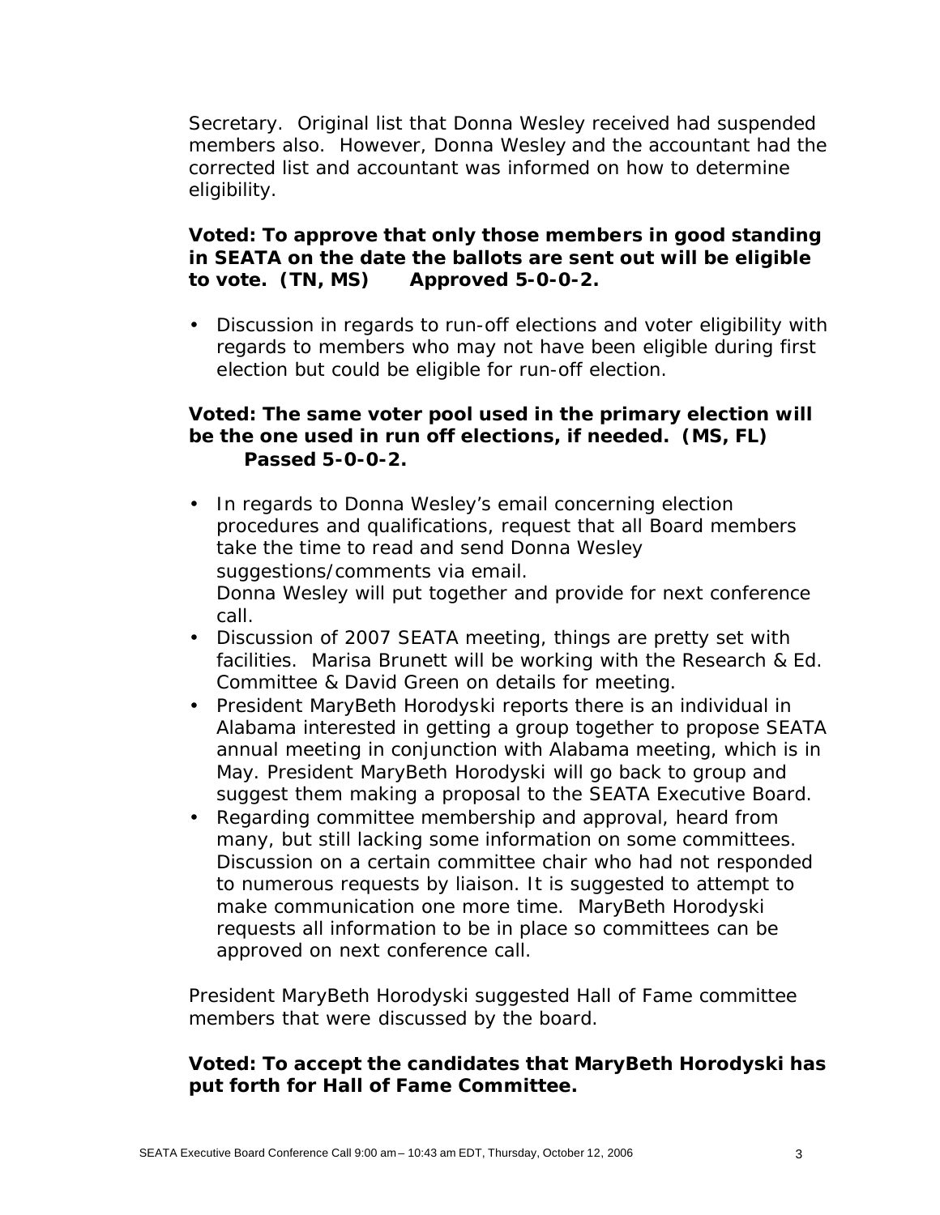Secretary. Original list that Donna Wesley received had suspended members also. However, Donna Wesley and the accountant had the corrected list and accountant was informed on how to determine eligibility.

**Voted: To approve that only those members in good standing in SEATA on the date the ballots are sent out will be eligible to vote. (TN, MS) Approved 5-0-0-2.**

- Discussion in regards to run-off elections and voter eligibility with regards to members who may not have been eligible during first election but could be eligible for run-off election.

**Voted: The same voter pool used in the primary election will be the one used in run off elections, if needed. (MS, FL) Passed 5-0-0-2.**

- In regards to Donna Wesley's email concerning election procedures and qualifications, request that all Board members take the time to read and send Donna Wesley suggestions/comments via email.
  Donna Wesley will put together and provide for next conference call.
- Discussion of 2007 SEATA meeting, things are pretty set with facilities. Marisa Brunett will be working with the Research & Ed. Committee & David Green on details for meeting.
- President MaryBeth Horodyski reports there is an individual in Alabama interested in getting a group together to propose SEATA annual meeting in conjunction with Alabama meeting, which is in May. President MaryBeth Horodyski will go back to group and suggest them making a proposal to the SEATA Executive Board.
- Regarding committee membership and approval, heard from many, but still lacking some information on some committees. Discussion on a certain committee chair who had not responded to numerous requests by liaison. It is suggested to attempt to make communication one more time. MaryBeth Horodyski requests all information to be in place so committees can be approved on next conference call.

President MaryBeth Horodyski suggested Hall of Fame committee members that were discussed by the board.

**Voted: To accept the candidates that MaryBeth Horodyski has put forth for Hall of Fame Committee.**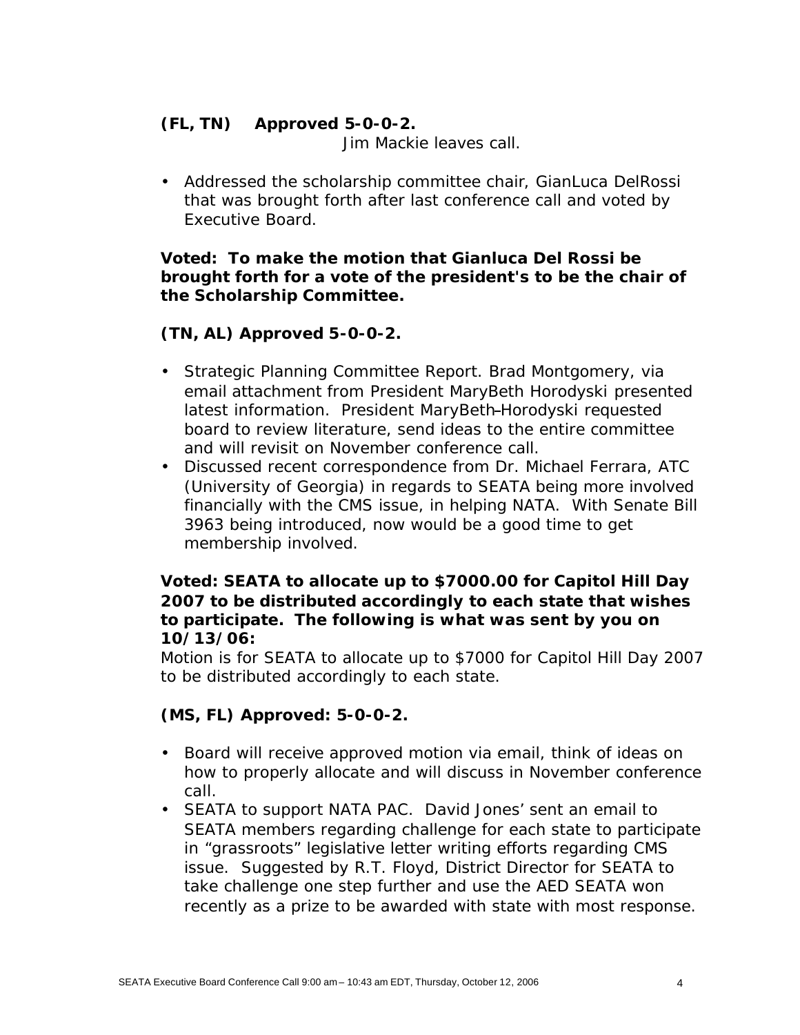**(FL, TN) Approved 5-0-0-2.**

Jim Mackie leaves call.

- Addressed the scholarship committee chair, GianLuca DelRossi that was brought forth after last conference call and voted by Executive Board.

**Voted: To make the motion that Gianluca Del Rossi be brought forth for a vote of the president's to be the chair of the Scholarship Committee.**

**(TN, AL) Approved 5-0-0-2.**

- Strategic Planning Committee Report. Brad Montgomery, via email attachment from President MaryBeth Horodyski presented latest information. President MaryBeth Horodyski requested board to review literature, send ideas to the entire committee and will revisit on November conference call.
- Discussed recent correspondence from Dr. Michael Ferrara, ATC (University of Georgia) in regards to SEATA being more involved financially with the CMS issue, in helping NATA. With Senate Bill 3963 being introduced, now would be a good time to get membership involved.

**Voted: SEATA to allocate up to $7000.00 for Capitol Hill Day 2007 to be distributed accordingly to each state that wishes to participate. The following is what was sent by you on 10/13/06:**

Motion is for SEATA to allocate up to $7000 for Capitol Hill Day 2007 to be distributed accordingly to each state.

**(MS, FL) Approved: 5-0-0-2.**

- Board will receive approved motion via email, think of ideas on how to properly allocate and will discuss in November conference call.
- SEATA to support NATA PAC. David Jones' sent an email to SEATA members regarding challenge for each state to participate in "grassroots" legislative letter writing efforts regarding CMS issue. Suggested by R.T. Floyd, District Director for SEATA to take challenge one step further and use the AED SEATA won recently as a prize to be awarded with state with most response.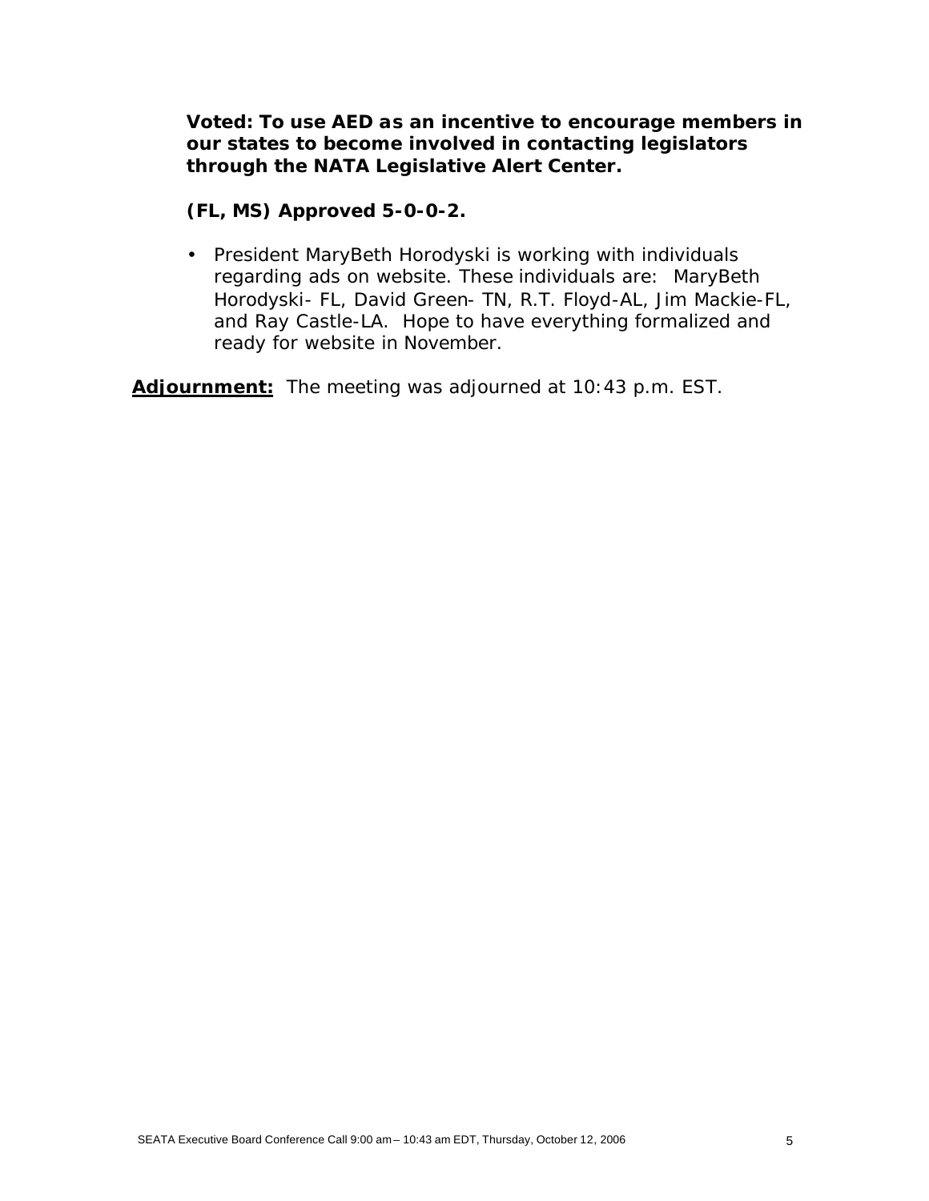**Voted: To use AED as an incentive to encourage members in our states to become involved in contacting legislators through the NATA Legislative Alert Center.**

**(FL, MS) Approved 5-0-0-2.**

- President MaryBeth Horodyski is working with individuals regarding ads on website. These individuals are: MaryBeth Horodyski- FL, David Green- TN, R.T. Floyd-AL, Jim Mackie-FL, and Ray Castle-LA. Hope to have everything formalized and ready for website in November.

**Adjournment:** The meeting was adjourned at 10:43 p.m. EST.